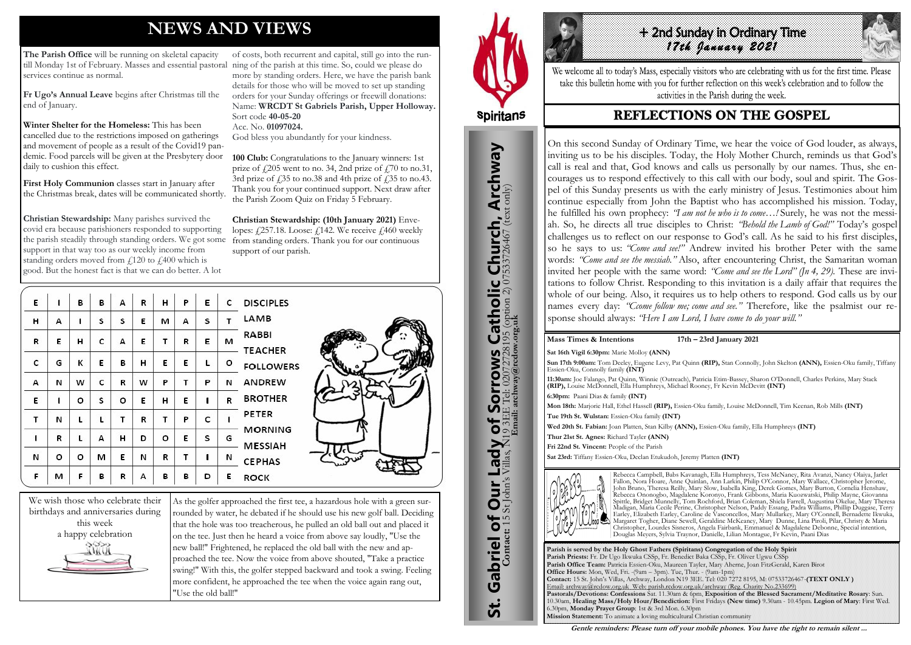# NEWS AND VIEWS

**The Parish Office** will be running on skeletal capacity till Monday 1st of February. Masses and essential pastoral services continue as normal.

**Fr Ugo's Annual Leave** begins after Christmas till the end of January.

**Winter Shelter for the Homeless:** This has been cancelled due to the restrictions imposed on gatherings and movement of people as a result of the Covid19 pandemic. Food parcels will be given at the Presbytery door daily to cushion this effect.

**First Holy Communion** classes start in January after the Christmas break, dates will be communicated shortly.

**Christian Stewardship:** Many parishes survived the covid era because parishioners responded to supporting the parish steadily through standing orders. We got some support in that way too as our weekly income from standing orders moved from £120 to £400 which is good. But the honest fact is that we can do better. A lot of costs, both recurrent and capital, still go into the running of the parish at this time. So, could we please do more by standing orders. Here, we have the parish bank details for those who will be moved to set up standing orders for your Sunday offerings or freewill donations:
Name: **WRCDT St Gabriels Parish, Upper Holloway.**
Sort code **40-05-20**
Acc. No. **01097024.**
God bless you abundantly for your kindness.

**100 Club:** Congratulations to the January winners: 1st prize of £205 went to no. 34, 2nd prize of £70 to no.31, 3rd prize of £35 to no.38 and 4th prize of £35 to no.43. Thank you for your continued support. Next draw after the Parish Zoom Quiz on Friday 5 February.

**Christian Stewardship: (10th January 2021)** Envelopes: £257.18. Loose: £142. We receive £460 weekly from standing orders. Thank you for our continuous support of our parish.

| | | | | | | | | | |
|---|---|---|---|---|---|---|---|---|---|
| E | I | B | B | A | R | H | P | E | C |
| H | A | I | S | S | E | M | A | S | T |
| R | E | H | C | A | E | T | R | E | M |
| C | G | K | E | B | H | E | E | L | O |
| A | N | W | C | R | W | P | T | P | N |
| E | I | O | S | O | E | H | E | I | R |
| T | N | L | L | T | R | T | P | C | I |
| I | R | L | A | H | D | O | E | S | G |
| N | O | O | M | E | N | R | T | I | N |
| F | M | F | B | R | A | B | B | D | E |

DISCIPLES
LAMB
RABBI
TEACHER
FOLLOWERS
ANDREW
BROTHER
PETER
MORNING
MESSIAH
CEPHAS
ROCK

We wish those who celebrate their birthdays and anniversaries during this week a happy celebration

As the golfer approached the first tee, a hazardous hole with a green surrounded by water, he debated if he should use his new golf ball. Deciding that the hole was too treacherous, he pulled an old ball out and placed it on the tee. Just then he heard a voice from above say loudly, "Use the new ball!" Frightened, he replaced the old ball with the new and approached the tee. Now the voice from above shouted, "Take a practice swing!" With this, the golfer stepped backward and took a swing. Feeling more confident, he approached the tee when the voice again rang out, "Use the old ball!"

Spiritans

# St. Gabriel of Our Lady of Sorrows Catholic Church, Archway

**Contact:** 15 St John's Villas, N19 3EE Tel: 02072728195 (option 2) 07533726467 (text only)
**Email: archway@rcdow.org.uk**

# + 2nd Sunday in Ordinary Time
*17th January 2021*

We welcome all to today's Mass, especially visitors who are celebrating with us for the first time. Please take this bulletin home with you for further reflection on this week's celebration and to follow the activities in the Parish during the week.

## REFLECTIONS ON THE GOSPEL

On this second Sunday of Ordinary Time, we hear the voice of God louder, as always, inviting us to be his disciples. Today, the Holy Mother Church, reminds us that God's call is real and that, God knows and calls us personally by our names. Thus, she encourages us to respond effectively to this call with our body, soul and spirit. The Gospel of this Sunday presents us with the early ministry of Jesus. Testimonies about him continue especially from John the Baptist who has accomplished his mission. Today, he fulfilled his own prophecy: *"I am not he who is to come…!* Surely, he was not the messiah. So, he directs all true disciples to Christ: *"Behold the Lamb of God!"* Today's gospel challenges us to reflect on our response to God's call. As he said to his first disciples, so he says to us: *"Come and see!"* Andrew invited his brother Peter with the same words: *"Come and see the messiah."* Also, after encountering Christ, the Samaritan woman invited her people with the same word: *"Come and see the Lord" (Jn 4, 29).* These are invitations to follow Christ. Responding to this invitation is a daily affair that requires the whole of our being. Also, it requires us to help others to respond. God calls us by our names every day: *"Ccome follow me; come and see."* Therefore, like the psalmist our response should always: *"Here I am Lord, I have come to do your will."*

**Mass Times & Intentions** **17th – 23rd January 2021**

**Sat 16th Vigil 6:30pm:** Marie Molloy **(ANN)**

**Sun 17th 9:00am:** Tom Deeley, Eugene Levy, Pat Quinn **(RIP),** Stan Connolly, John Skelton **(ANN),** Essien-Oku family, Tiffany Essien-Oku, Connolly family **(INT)**

**11:30am:** Joe Falango, Pat Quinn, Winnie (Outreach), Patricia Etim-Bassey, Sharon O'Donnell, Charles Perkins, Mary Stack **(RIP),** Louise McDonnell, Ella Humphreys, Michael Rooney, Fr Kevin McDevitt **(INT)**

**6:30pm:** Paani Dias & family **(INT)**

**Mon 18th:** Marjorie Hall, Ethel Hassell **(RIP),** Essien-Oku family, Louise McDonnell, Tim Keenan, Rob Mills **(INT)**

**Tue 19th St. Wulstan:** Essien-Oku family **(INT)**

**Wed 20th St. Fabian:** Joan Platten, Stan Kilby **(ANN),** Essien-Oku family, Ella Humphreys **(INT)**

**Thur 21st St. Agnes:** Richard Tayler **(ANN)**

**Fri 22nd St. Vincent:** People of the Parish

**Sat 23rd:** Tiffany Essien-Oku, Declan Etukudoh, Jeremy Platten **(INT)**

Please Pray for...

Rebecca Campbell, Babs Kavanagh, Ella Humphreys, Tess McNaney, Rita Avanzi, Nancy Olaiya, Jarlet Fallon, Nora Hoare, Anne Quinlan, Ann Larkin, Philip O'Connor, Mary Wallace, Christopher Jerome, John Bruno, Theresa Reilly, Mary Slow, Isabella King, Derek Gomes, Mary Burton, Cornelia Henshaw, Rebecca Ononogbo, Magdalene Koronyo, Frank Gibbons, Maria Kuozwatski, Philip Mayne, Giovanna Spittle, Bridget Munnelly, Tom Rochford, Brian Coleman, Shiela Farrell, Augustina Okelue, Mary Theresa Madigan, Maria Cecile Perine, Christopher Nelson, Paddy Essang, Padra Williams, Phillip Duggase, Terry Earley, Elizabeth Earley, Caroline de Vasconcellos, Mary Mullarkey, Mary O'Connell, Bernadette Ikwuka, Margaret Togher, Diane Sewell, Geraldine McKeaney, Mary Dunne, Lina Piroli, Pilar, Christy & Maria Christopher, Lourdes Sisneros, Angela Fairbank, Emmanuel & Magdalene Debonne, Special intention, Douglas Meyers, Sylvia Traynor, Danielle, Lilian Montague, Fr Kevin, Paani Dias

**Parish is served by the Holy Ghost Fathers (Spiritans) Congregation of the Holy Spirit**
**Parish Priests:** Fr. Dr Ugo Ikwuka CSSp, Fr. Benedict Baka CSSp, Fr. Oliver Ugwu CSSp
**Parish Office Team:** Patricia Essien-Oku, Maureen Tayler, Mary Aherne, Joan FitzGerald, Karen Birot
**Office Hours:** Mon, Wed, Fri. -(9am – 3pm). Tue, Thur. - (9am-1pm)
**Contact:** 15 St. John's Villas, Archway, London N19 3EE. Tel: 020 7272 8195. M: 07533726467 **(TEXT ONLY )**
Email: archway@rcdow.org.uk Web: parish.rcdow.org.uk/archway (Reg. Charity No.233699)
**Pastorals/Devotions: Confessions** Sat. 11.30am & 6pm, **Exposition of the Blessed Sacrament/Meditative Rosary**: Sun. 10.30am, **Healing Mass/Holy Hour/Benediction**: First Fridays **(New time)** 9.30am - 10.45pm. **Legion of Mary**: First Wed. 6.30pm, **Monday Prayer Group**: 1st & 3rd Mon. 6.30pm
**Mission Statement:** To animate a loving multicultural Christian community

***Gentle reminders: Please turn off your mobile phones. You have the right to remain silent …***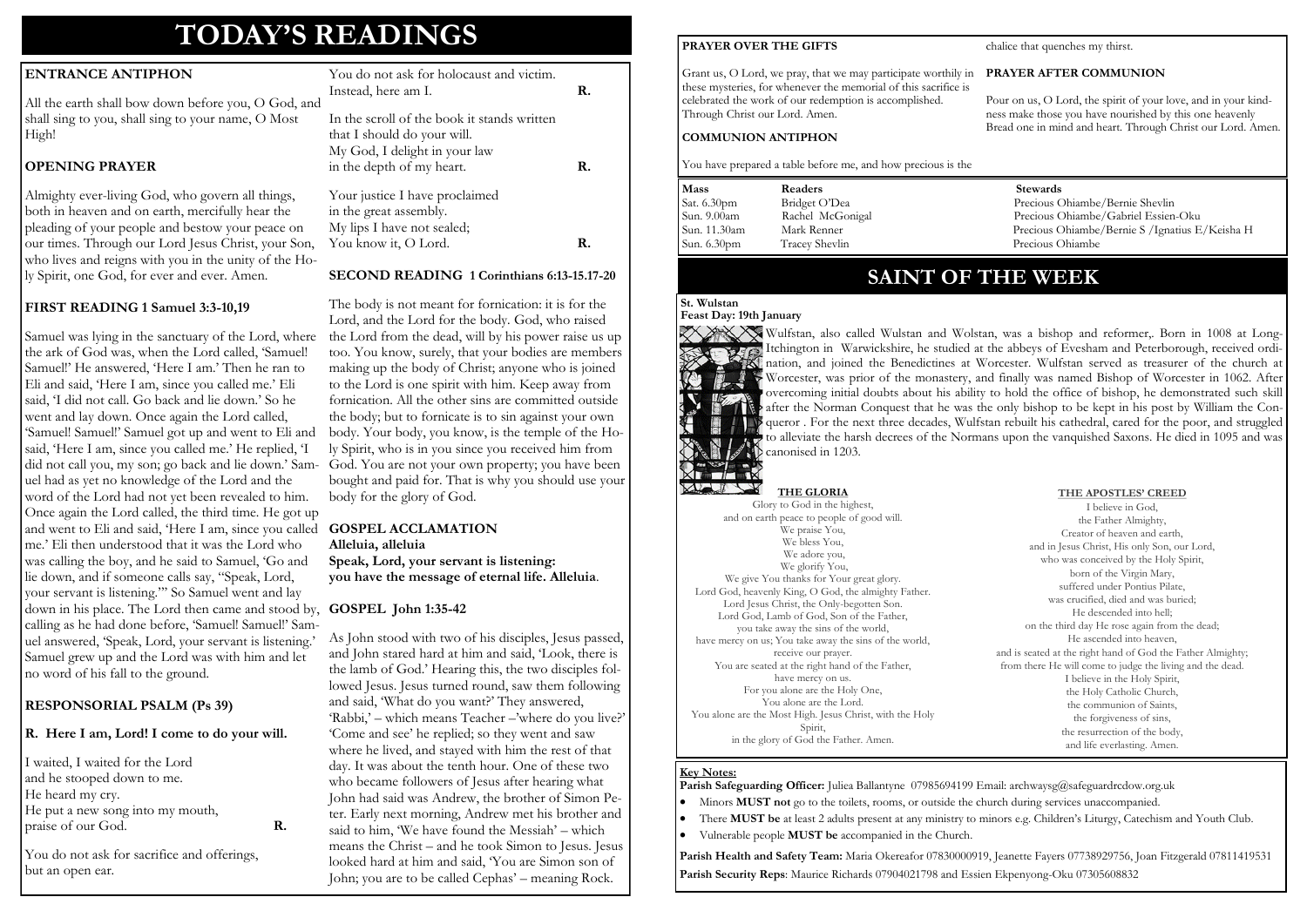# TODAY'S READINGS

## ENTRANCE ANTIPHON

All the earth shall bow down before you, O God, and shall sing to you, shall sing to your name, O Most High!

## OPENING PRAYER

Almighty ever-living God, who govern all things, both in heaven and on earth, mercifully hear the pleading of your people and bestow your peace on our times. Through our Lord Jesus Christ, your Son, who lives and reigns with you in the unity of the Holy Spirit, one God, for ever and ever. Amen.

## FIRST READING 1 Samuel 3:3-10,19

Samuel was lying in the sanctuary of the Lord, where the ark of God was, when the Lord called, 'Samuel! Samuel!' He answered, 'Here I am.' Then he ran to Eli and said, 'Here I am, since you called me.' Eli said, 'I did not call. Go back and lie down.' So he went and lay down. Once again the Lord called, 'Samuel! Samuel!' Samuel got up and went to Eli and said, 'Here I am, since you called me.' He replied, 'I did not call you, my son; go back and lie down.' Samuel had as yet no knowledge of the Lord and the word of the Lord had not yet been revealed to him. Once again the Lord called, the third time. He got up and went to Eli and said, 'Here I am, since you called me.' Eli then understood that it was the Lord who was calling the boy, and he said to Samuel, 'Go and lie down, and if someone calls say, "Speak, Lord, your servant is listening."' So Samuel went and lay down in his place. The Lord then came and stood by, calling as he had done before, 'Samuel! Samuel!' Samuel answered, 'Speak, Lord, your servant is listening.' Samuel grew up and the Lord was with him and let no word of his fall to the ground.

## RESPONSORIAL PSALM (Ps 39)

**R. Here I am, Lord! I come to do your will.**

I waited, I waited for the Lord
and he stooped down to me.
He heard my cry.
He put a new song into my mouth,
praise of our God. **R.**

You do not ask for sacrifice and offerings,
but an open ear.
You do not ask for holocaust and victim.
Instead, here am I. **R.**

In the scroll of the book it stands written
that I should do your will.
My God, I delight in your law
in the depth of my heart. **R.**

Your justice I have proclaimed
in the great assembly.
My lips I have not sealed;
You know it, O Lord. **R.**

## SECOND READING 1 Corinthians 6:13-15.17-20

The body is not meant for fornication: it is for the Lord, and the Lord for the body. God, who raised the Lord from the dead, will by his power raise us up too. You know, surely, that your bodies are members making up the body of Christ; anyone who is joined to the Lord is one spirit with him. Keep away from fornication. All the other sins are committed outside the body; but to fornicate is to sin against your own body. Your body, you know, is the temple of the Holy Spirit, who is in you since you received him from God. You are not your own property; you have been bought and paid for. That is why you should use your body for the glory of God.

## GOSPEL ACCLAMATION

**Alleluia, alleluia**
**Speak, Lord, your servant is listening:**
**you have the message of eternal life. Alleluia**.

## GOSPEL John 1:35-42

As John stood with two of his disciples, Jesus passed, and John stared hard at him and said, 'Look, there is the lamb of God.' Hearing this, the two disciples followed Jesus. Jesus turned round, saw them following and said, 'What do you want?' They answered, 'Rabbi,' – which means Teacher –'where do you live?' 'Come and see' he replied; so they went and saw where he lived, and stayed with him the rest of that day. It was about the tenth hour. One of these two who became followers of Jesus after hearing what John had said was Andrew, the brother of Simon Peter. Early next morning, Andrew met his brother and said to him, 'We have found the Messiah' – which means the Christ – and he took Simon to Jesus. Jesus looked hard at him and said, 'You are Simon son of John; you are to be called Cephas' – meaning Rock.

## PRAYER OVER THE GIFTS

Grant us, O Lord, we pray, that we may participate worthily in these mysteries, for whenever the memorial of this sacrifice is celebrated the work of our redemption is accomplished. Through Christ our Lord. Amen.

## COMMUNION ANTIPHON

You have prepared a table before me, and how precious is the chalice that quenches my thirst.

## PRAYER AFTER COMMUNION

Pour on us, O Lord, the spirit of your love, and in your kindness make those you have nourished by this one heavenly Bread one in mind and heart. Through Christ our Lord. Amen.

| Mass | Readers | Stewards |
|---|---|---|
| Sat. 6.30pm | Bridget O'Dea | Precious Ohiambe/Bernie Shevlin |
| Sun. 9.00am | Rachel McGonigal | Precious Ohiambe/Gabriel Essien-Oku |
| Sun. 11.30am | Mark Renner | Precious Ohiambe/Bernie S /Ignatius E/Keisha H |
| Sun. 6.30pm | Tracey Shevlin | Precious Ohiambe |

# SAINT OF THE WEEK

**St. Wulstan**
**Feast Day: 19th January**

Wulfstan, also called Wulstan and Wolstan, was a bishop and reformer,. Born in 1008 at Long-Itchington in Warwickshire, he studied at the abbeys of Evesham and Peterborough, received ordination, and joined the Benedictines at Worcester. Wulfstan served as treasurer of the church at Worcester, was prior of the monastery, and finally was named Bishop of Worcester in 1062. After overcoming initial doubts about his ability to hold the office of bishop, he demonstrated such skill after the Norman Conquest that he was the only bishop to be kept in his post by William the Conqueror . For the next three decades, Wulfstan rebuilt his cathedral, cared for the poor, and struggled to alleviate the harsh decrees of the Normans upon the vanquished Saxons. He died in 1095 and was canonised in 1203.

### THE GLORIA

Glory to God in the highest,
and on earth peace to people of good will.
We praise You,
We bless You,
We adore you,
We glorify You,
We give You thanks for Your great glory.
Lord God, heavenly King, O God, the almighty Father.
Lord Jesus Christ, the Only-begotten Son.
Lord God, Lamb of God, Son of the Father,
you take away the sins of the world,
have mercy on us; You take away the sins of the world,
receive our prayer.
You are seated at the right hand of the Father,
have mercy on us.
For you alone are the Holy One,
You alone are the Lord.
You alone are the Most High. Jesus Christ, with the Holy Spirit,
in the glory of God the Father. Amen.

### THE APOSTLES' CREED

I believe in God,
the Father Almighty,
Creator of heaven and earth,
and in Jesus Christ, His only Son, our Lord,
who was conceived by the Holy Spirit,
born of the Virgin Mary,
suffered under Pontius Pilate,
was crucified, died and was buried;
He descended into hell;
on the third day He rose again from the dead;
He ascended into heaven,
and is seated at the right hand of God the Father Almighty;
from there He will come to judge the living and the dead.
I believe in the Holy Spirit,
the Holy Catholic Church,
the communion of Saints,
the forgiveness of sins,
the resurrection of the body,
and life everlasting. Amen.

**Key Notes:**

**Parish Safeguarding Officer:** Juliea Ballantyne 07985694199 Email: archwaysg@safeguardrcdow.org.uk

- Minors **MUST not** go to the toilets, rooms, or outside the church during services unaccompanied.
- There **MUST be** at least 2 adults present at any ministry to minors e.g. Children's Liturgy, Catechism and Youth Club.
- Vulnerable people **MUST be** accompanied in the Church.

**Parish Health and Safety Team:** Maria Okereafor 07830000919, Jeanette Fayers 07738929756, Joan Fitzgerald 07811419531

**Parish Security Reps**: Maurice Richards 07904021798 and Essien Ekpenyong-Oku 07305608832